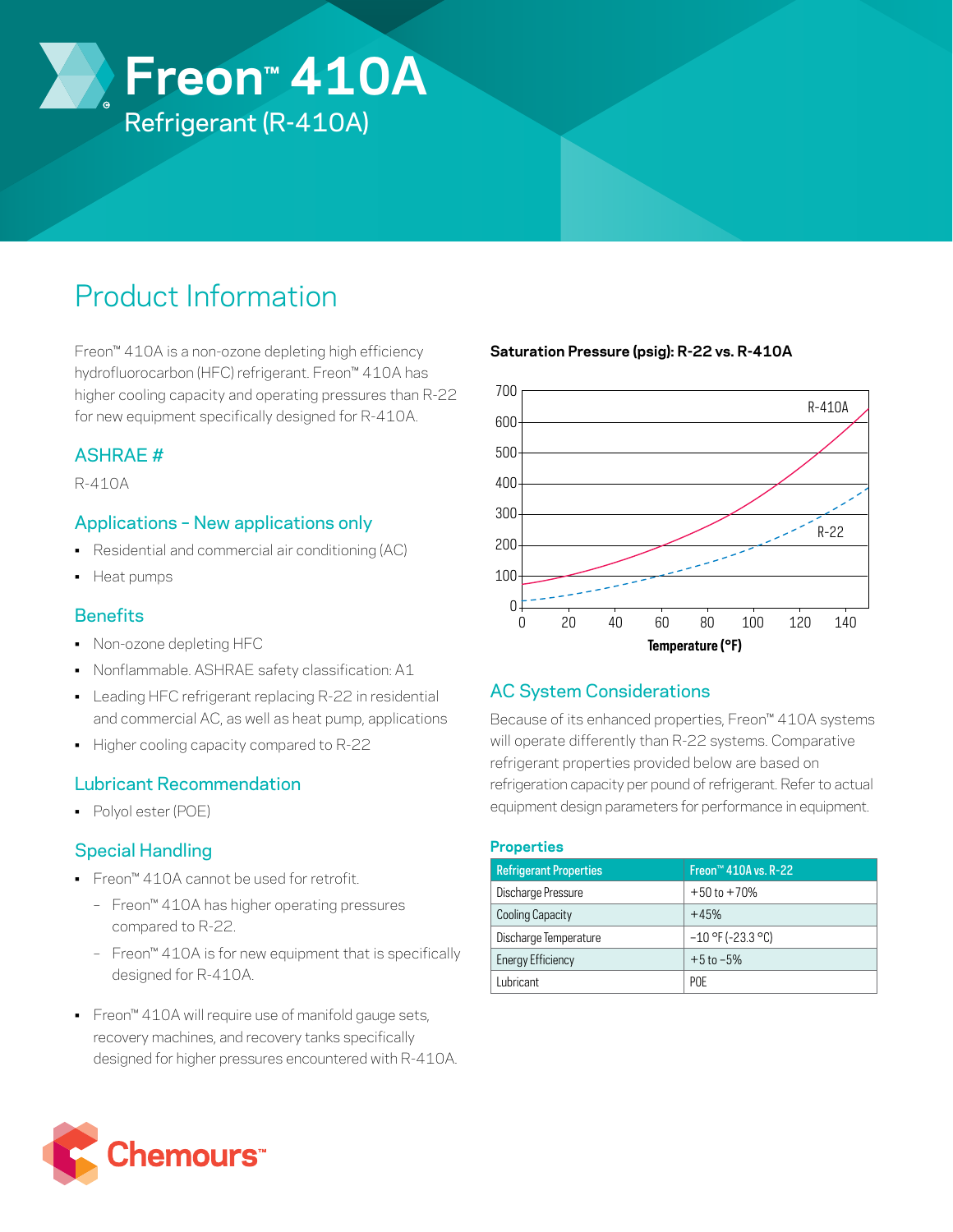# Freon™ 410A

Refrigerant (R-410A)

## Product Information

Freon™ 410A is a non-ozone depleting high efficiency hydrofluorocarbon (HFC) refrigerant. Freon™ 410A has higher cooling capacity and operating pressures than R-22 for new equipment specifically designed for R-410A.

### ASHRAE #

R-410A

### Applications – New applications only

- Residential and commercial air conditioning (AC)
- Heat pumps

### Benefits

- Non-ozone depleting HFC
- Nonflammable. ASHRAE safety classification: A1
- Leading HFC refrigerant replacing R-22 in residential and commercial AC, as well as heat pump, applications
- Higher cooling capacity compared to R-22

### Lubricant Recommendation

- Polyol ester (POE)

### Special Handling

- Freon™ 410A cannot be used for retrofit.
  - Freon™ 410A has higher operating pressures compared to R-22.
  - Freon™ 410A is for new equipment that is specifically designed for R-410A.
- Freon™ 410A will require use of manifold gauge sets, recovery machines, and recovery tanks specifically designed for higher pressures encountered with R-410A.

**Saturation Pressure (psig): R-22 vs. R-410A**

### AC System Considerations

Because of its enhanced properties, Freon™ 410A systems will operate differently than R-22 systems. Comparative refrigerant properties provided below are based on refrigeration capacity per pound of refrigerant. Refer to actual equipment design parameters for performance in equipment.

**Properties**

| Refrigerant Properties | Freon™ 410A vs. R-22 |
|---|---|
| Discharge Pressure | +50 to +70% |
| Cooling Capacity | +45% |
| Discharge Temperature | −10 °F (-23.3 °C) |
| Energy Efficiency | +5 to −5% |
| Lubricant | POE |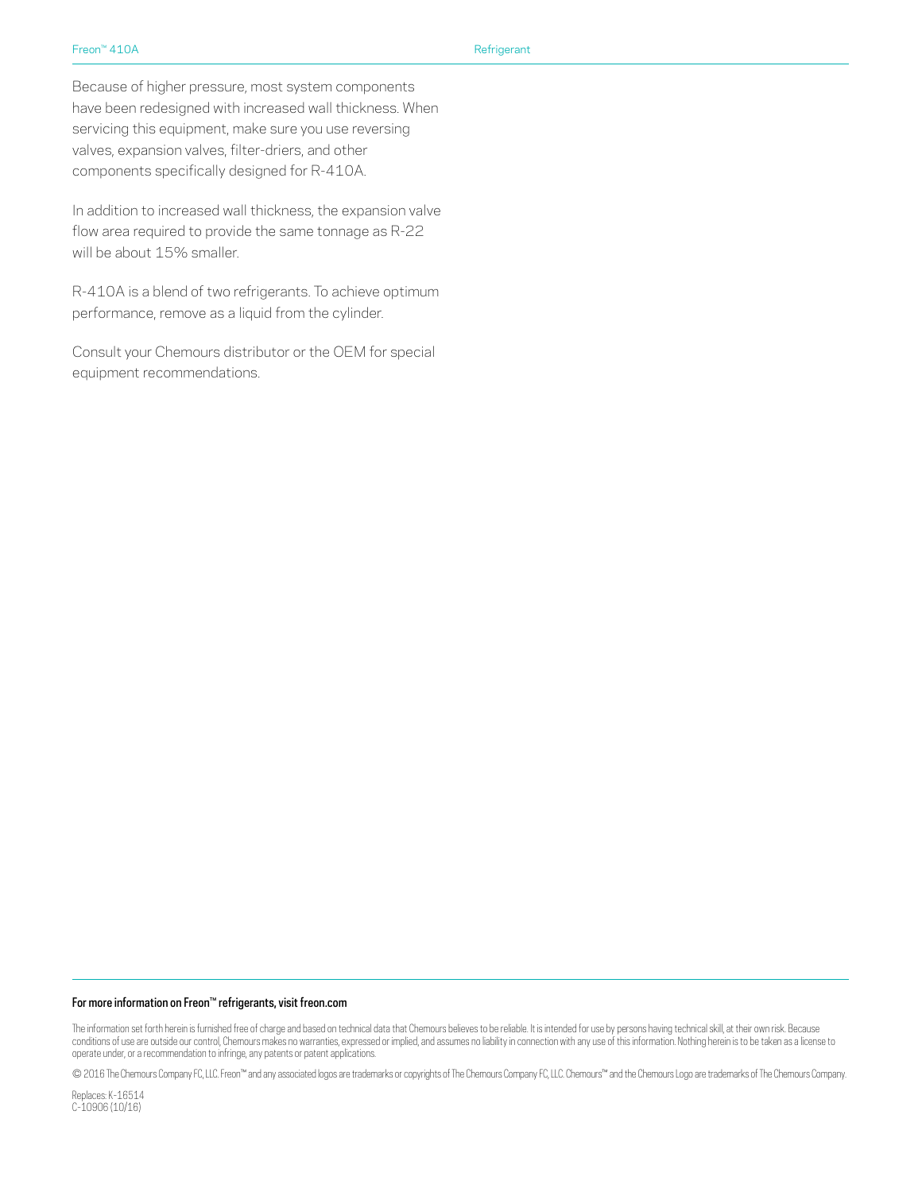Because of higher pressure, most system components have been redesigned with increased wall thickness. When servicing this equipment, make sure you use reversing valves, expansion valves, filter-driers, and other components specifically designed for R-410A.

In addition to increased wall thickness, the expansion valve flow area required to provide the same tonnage as R-22 will be about 15% smaller.

R-410A is a blend of two refrigerants. To achieve optimum performance, remove as a liquid from the cylinder.

Consult your Chemours distributor or the OEM for special equipment recommendations.

**For more information on Freon™ refrigerants, visit freon.com**

The information set forth herein is furnished free of charge and based on technical data that Chemours believes to be reliable. It is intended for use by persons having technical skill, at their own risk. Because conditions of use are outside our control, Chemours makes no warranties, expressed or implied, and assumes no liability in connection with any use of this information. Nothing herein is to be taken as a license to operate under, or a recommendation to infringe, any patents or patent applications.

© 2016 The Chemours Company FC, LLC. Freon™ and any associated logos are trademarks or copyrights of The Chemours Company FC, LLC. Chemours™ and the Chemours Logo are trademarks of The Chemours Company.

Replaces: K-16514
C-10906 (10/16)